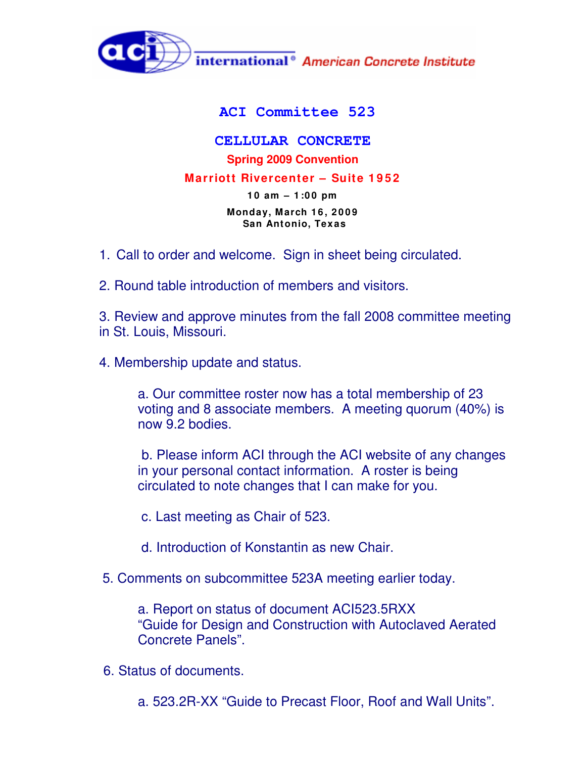aci international® American Concrete Institute

# ACI Committee 523

## CELLULAR CONCRETE

**Spring 2009 Convention**

**Marriott Rivercenter – Suite 1952**

**10 am – 1:00 pm**

**Monday, March 16, 2009**
**San Antonio, Texas**

1. Call to order and welcome. Sign in sheet being circulated.

2. Round table introduction of members and visitors.

3. Review and approve minutes from the fall 2008 committee meeting in St. Louis, Missouri.

4. Membership update and status.

   a. Our committee roster now has a total membership of 23 voting and 8 associate members. A meeting quorum (40%) is now 9.2 bodies.

   b. Please inform ACI through the ACI website of any changes in your personal contact information. A roster is being circulated to note changes that I can make for you.

   c. Last meeting as Chair of 523.

   d. Introduction of Konstantin as new Chair.

5. Comments on subcommittee 523A meeting earlier today.

   a. Report on status of document ACI523.5RXX "Guide for Design and Construction with Autoclaved Aerated Concrete Panels".

6. Status of documents.

   a. 523.2R-XX "Guide to Precast Floor, Roof and Wall Units".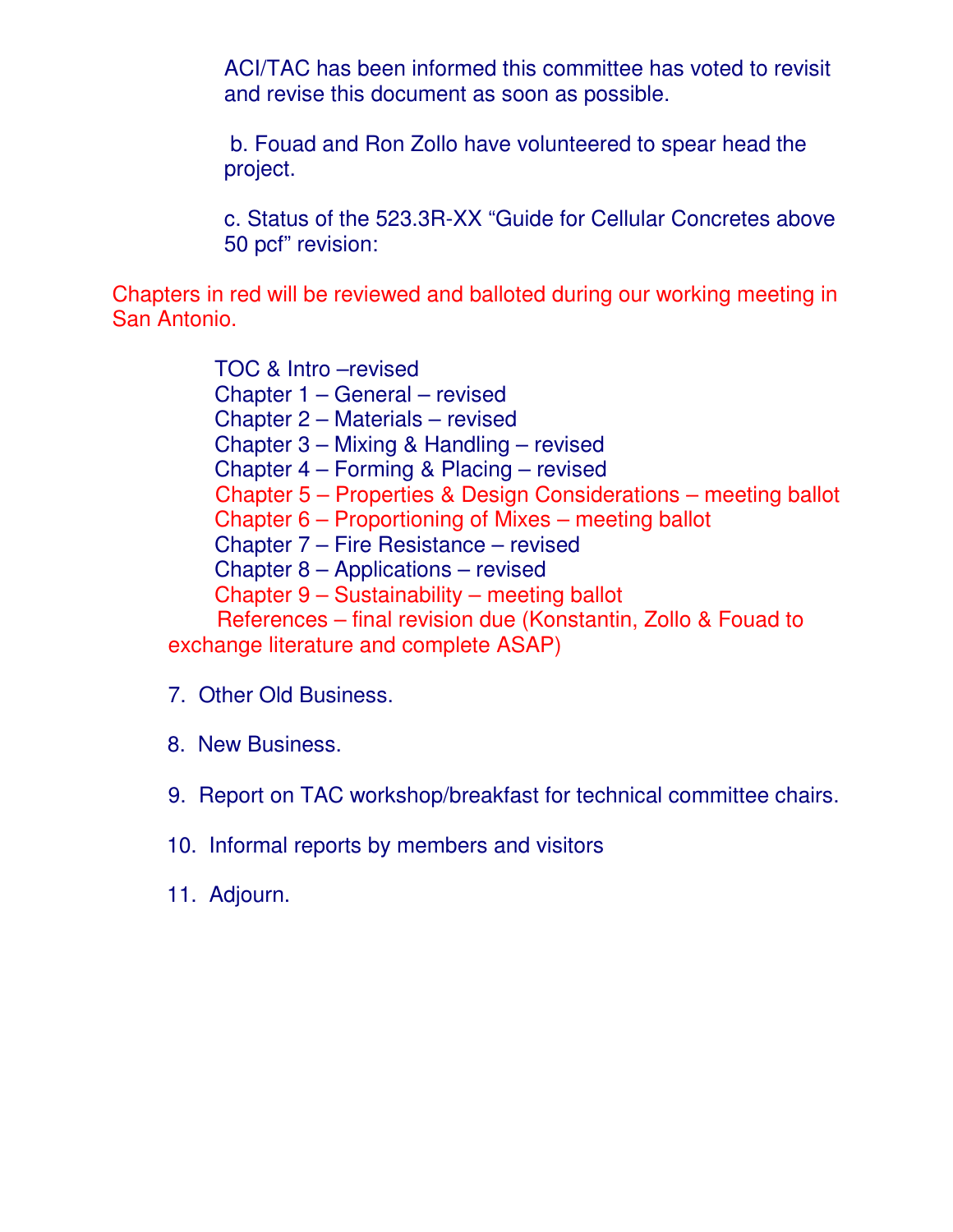ACI/TAC has been informed this committee has voted to revisit and revise this document as soon as possible.

b. Fouad and Ron Zollo have volunteered to spear head the project.

c. Status of the 523.3R-XX "Guide for Cellular Concretes above 50 pcf" revision:

Chapters in red will be reviewed and balloted during our working meeting in San Antonio.

- TOC & Intro –revised
- Chapter 1 – General – revised
- Chapter 2 – Materials – revised
- Chapter 3 – Mixing & Handling – revised
- Chapter 4 – Forming & Placing – revised
- Chapter 5 – Properties & Design Considerations – meeting ballot
- Chapter 6 – Proportioning of Mixes – meeting ballot
- Chapter 7 – Fire Resistance – revised
- Chapter 8 – Applications – revised
- Chapter 9 – Sustainability – meeting ballot
- References – final revision due (Konstantin, Zollo & Fouad to exchange literature and complete ASAP)

7. Other Old Business.

8. New Business.

9. Report on TAC workshop/breakfast for technical committee chairs.

10. Informal reports by members and visitors

11. Adjourn.